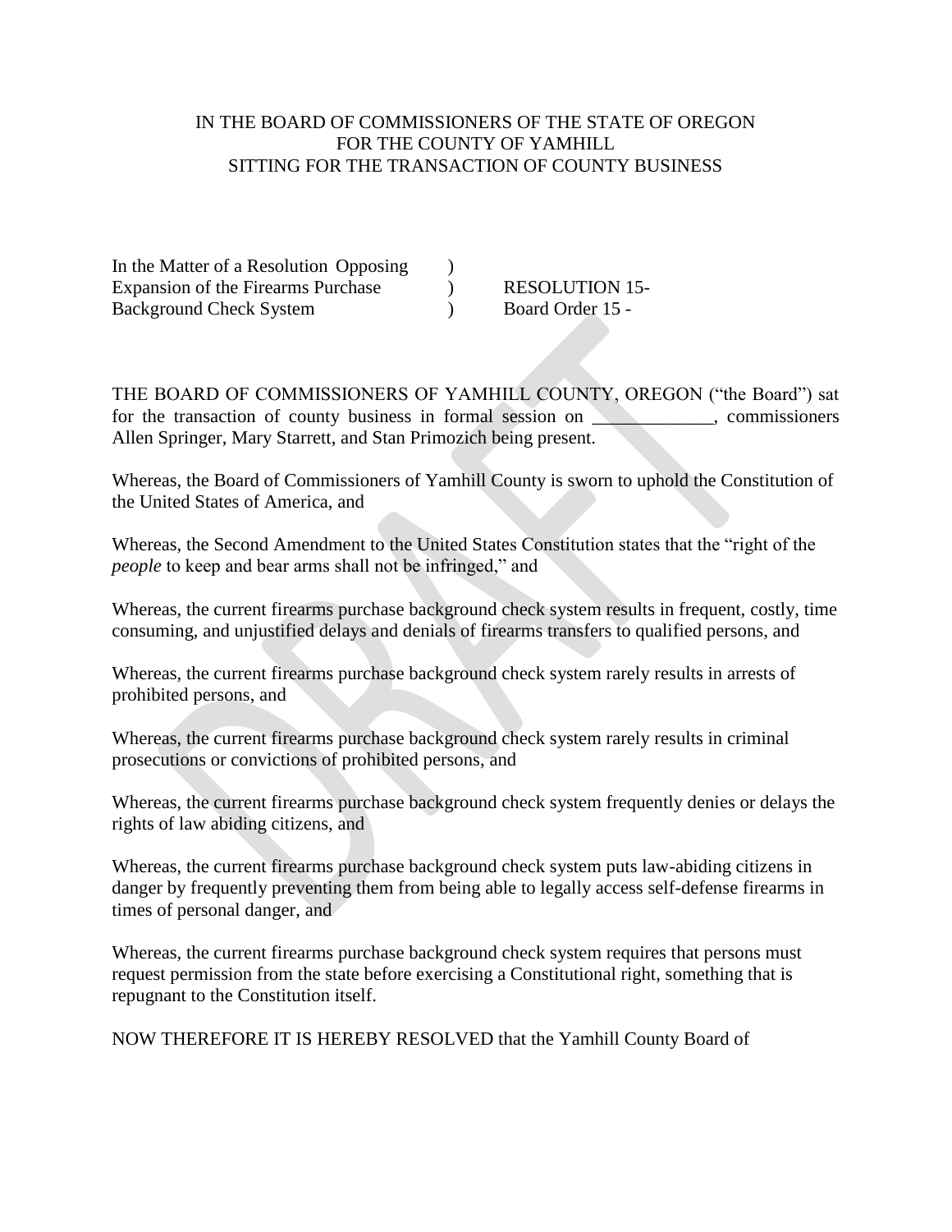IN THE BOARD OF COMMISSIONERS OF THE STATE OF OREGON
FOR THE COUNTY OF YAMHILL
SITTING FOR THE TRANSACTION OF COUNTY BUSINESS

| | | |
|---|---|---|
| In the Matter of a Resolution Opposing | ) | |
| Expansion of the Firearms Purchase | ) | RESOLUTION 15- |
| Background Check System | ) | Board Order 15 - |

THE BOARD OF COMMISSIONERS OF YAMHILL COUNTY, OREGON ("the Board") sat for the transaction of county business in formal session on _____________, commissioners Allen Springer, Mary Starrett, and Stan Primozich being present.

Whereas, the Board of Commissioners of Yamhill County is sworn to uphold the Constitution of the United States of America, and

Whereas, the Second Amendment to the United States Constitution states that the "right of the *people* to keep and bear arms shall not be infringed," and

Whereas, the current firearms purchase background check system results in frequent, costly, time consuming, and unjustified delays and denials of firearms transfers to qualified persons, and

Whereas, the current firearms purchase background check system rarely results in arrests of prohibited persons, and

Whereas, the current firearms purchase background check system rarely results in criminal prosecutions or convictions of prohibited persons, and

Whereas, the current firearms purchase background check system frequently denies or delays the rights of law abiding citizens, and

Whereas, the current firearms purchase background check system puts law-abiding citizens in danger by frequently preventing them from being able to legally access self-defense firearms in times of personal danger, and

Whereas, the current firearms purchase background check system requires that persons must request permission from the state before exercising a Constitutional right, something that is repugnant to the Constitution itself.

NOW THEREFORE IT IS HEREBY RESOLVED that the Yamhill County Board of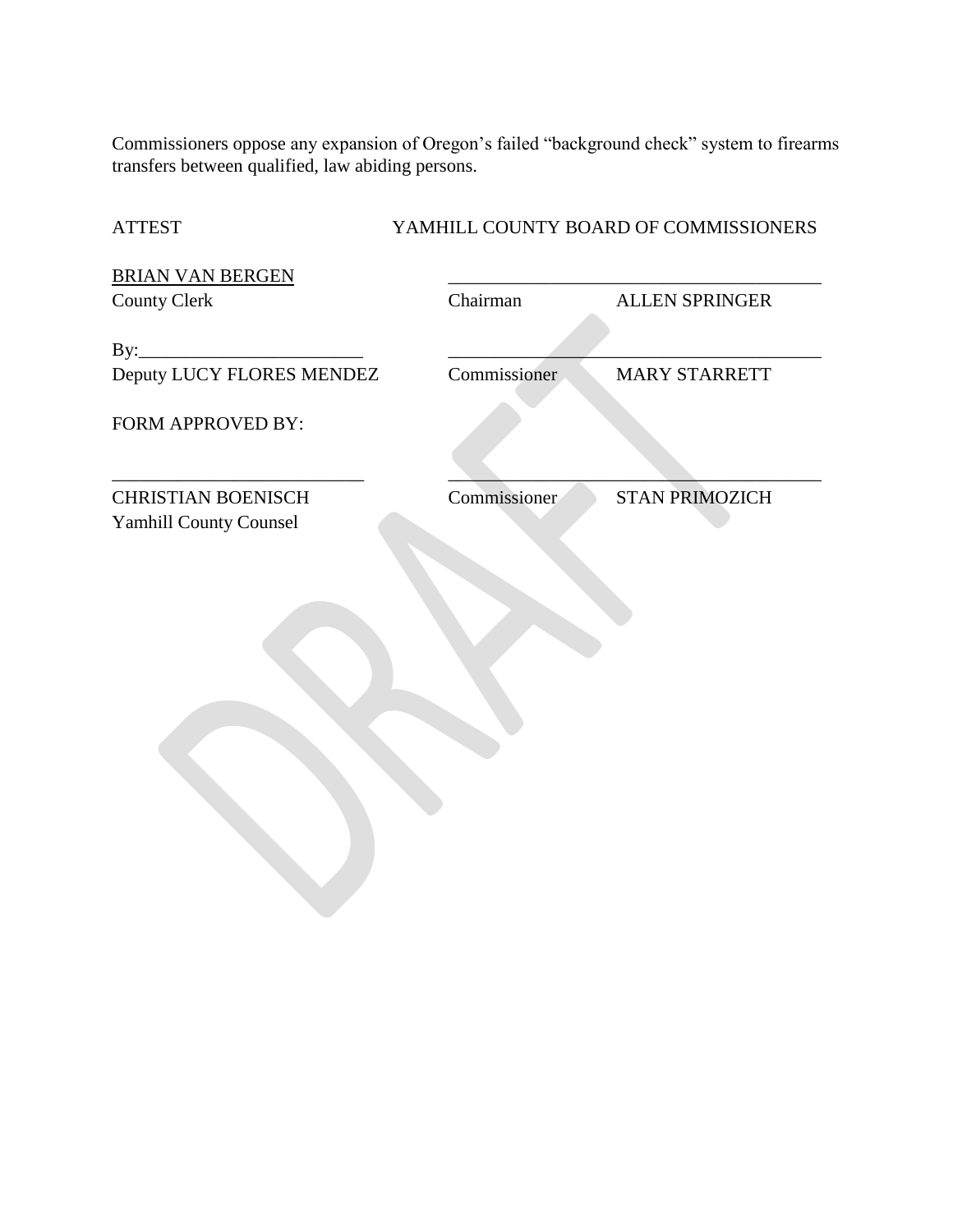Commissioners oppose any expansion of Oregon's failed "background check" system to firearms transfers between qualified, law abiding persons.

| | | |
|---|---|---|
| ATTEST | YAMHILL COUNTY BOARD OF COMMISSIONERS | |
| BRIAN VAN BERGEN | ___________________________________ | |
| County Clerk | Chairman | ALLEN SPRINGER |
| By:_______________________ | ___________________________________ | |
| Deputy LUCY FLORES MENDEZ | Commissioner | MARY STARRETT |
| FORM APPROVED BY: | | |
| _________________________ | ___________________________________ | |
| CHRISTIAN BOENISCH | Commissioner | STAN PRIMOZICH |
| Yamhill County Counsel | | |

DRAFT